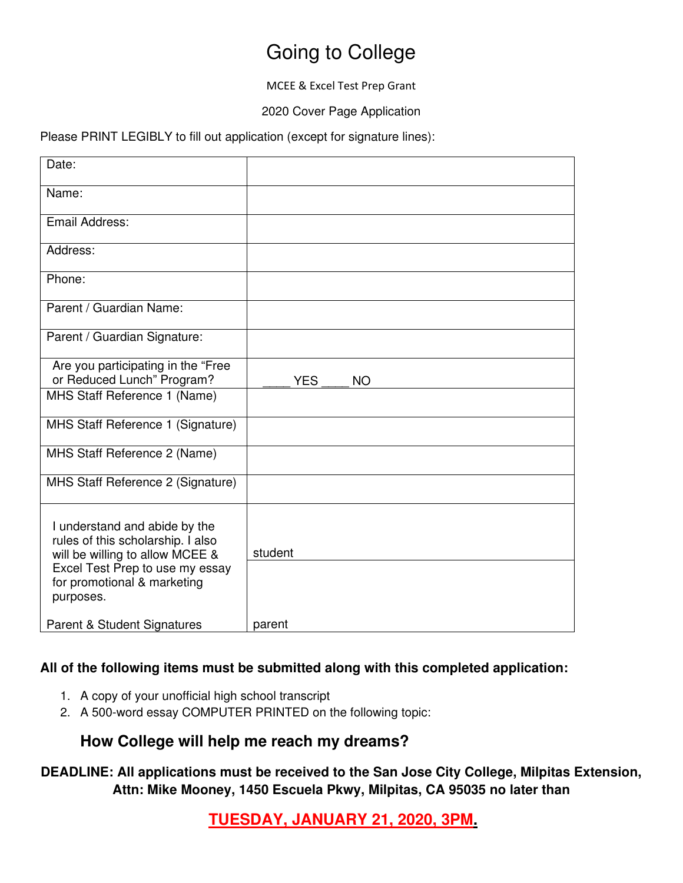# Going to College

MCEE & Excel Test Prep Grant

2020 Cover Page Application

Please PRINT LEGIBLY to fill out application (except for signature lines):

| | |
|---|---|
| Date: | |
| Name: | |
| Email Address: | |
| Address: | |
| Phone: | |
| Parent / Guardian Name: | |
| Parent / Guardian Signature: | |
| Are you participating in the "Free or Reduced Lunch" Program? | ____ YES ____ NO |
| MHS Staff Reference 1 (Name) | |
| MHS Staff Reference 1 (Signature) | |
| MHS Staff Reference 2 (Name) | |
| MHS Staff Reference 2 (Signature) | |
| I understand and abide by the rules of this scholarship. I also will be willing to allow MCEE & Excel Test Prep to use my essay for promotional & marketing purposes. | student |
| Parent & Student Signatures | parent |

**All of the following items must be submitted along with this completed application:**

1. A copy of your unofficial high school transcript
2. A 500-word essay COMPUTER PRINTED on the following topic:

### How College will help me reach my dreams?

**DEADLINE: All applications must be received to the San Jose City College, Milpitas Extension, Attn: Mike Mooney, 1450 Escuela Pkwy, Milpitas, CA 95035 no later than**

**TUESDAY, JANUARY 21, 2020, 3PM.**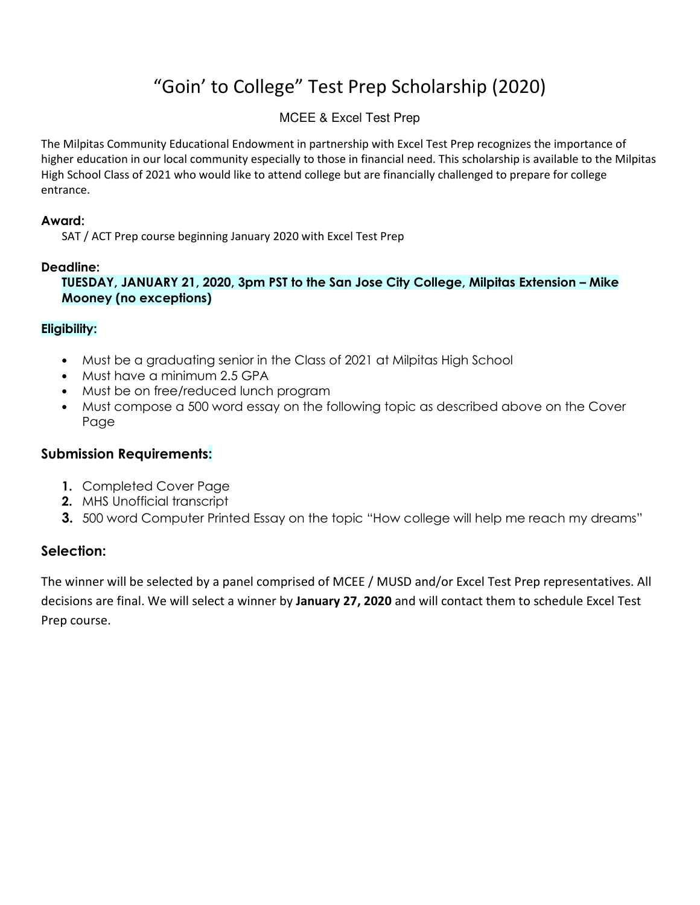# "Goin' to College" Test Prep Scholarship (2020)

MCEE & Excel Test Prep

The Milpitas Community Educational Endowment in partnership with Excel Test Prep recognizes the importance of higher education in our local community especially to those in financial need. This scholarship is available to the Milpitas High School Class of 2021 who would like to attend college but are financially challenged to prepare for college entrance.

### Award:

SAT / ACT Prep course beginning January 2020 with Excel Test Prep

### Deadline:

**TUESDAY, JANUARY 21, 2020, 3pm PST to the San Jose City College, Milpitas Extension – Mike Mooney (no exceptions)**

### Eligibility:

- Must be a graduating senior in the Class of 2021 at Milpitas High School
- Must have a minimum 2.5 GPA
- Must be on free/reduced lunch program
- Must compose a 500 word essay on the following topic as described above on the Cover Page

### Submission Requirements:

1. Completed Cover Page
2. MHS Unofficial transcript
3. 500 word Computer Printed Essay on the topic "How college will help me reach my dreams"

### Selection:

The winner will be selected by a panel comprised of MCEE / MUSD and/or Excel Test Prep representatives. All decisions are final. We will select a winner by **January 27, 2020** and will contact them to schedule Excel Test Prep course.